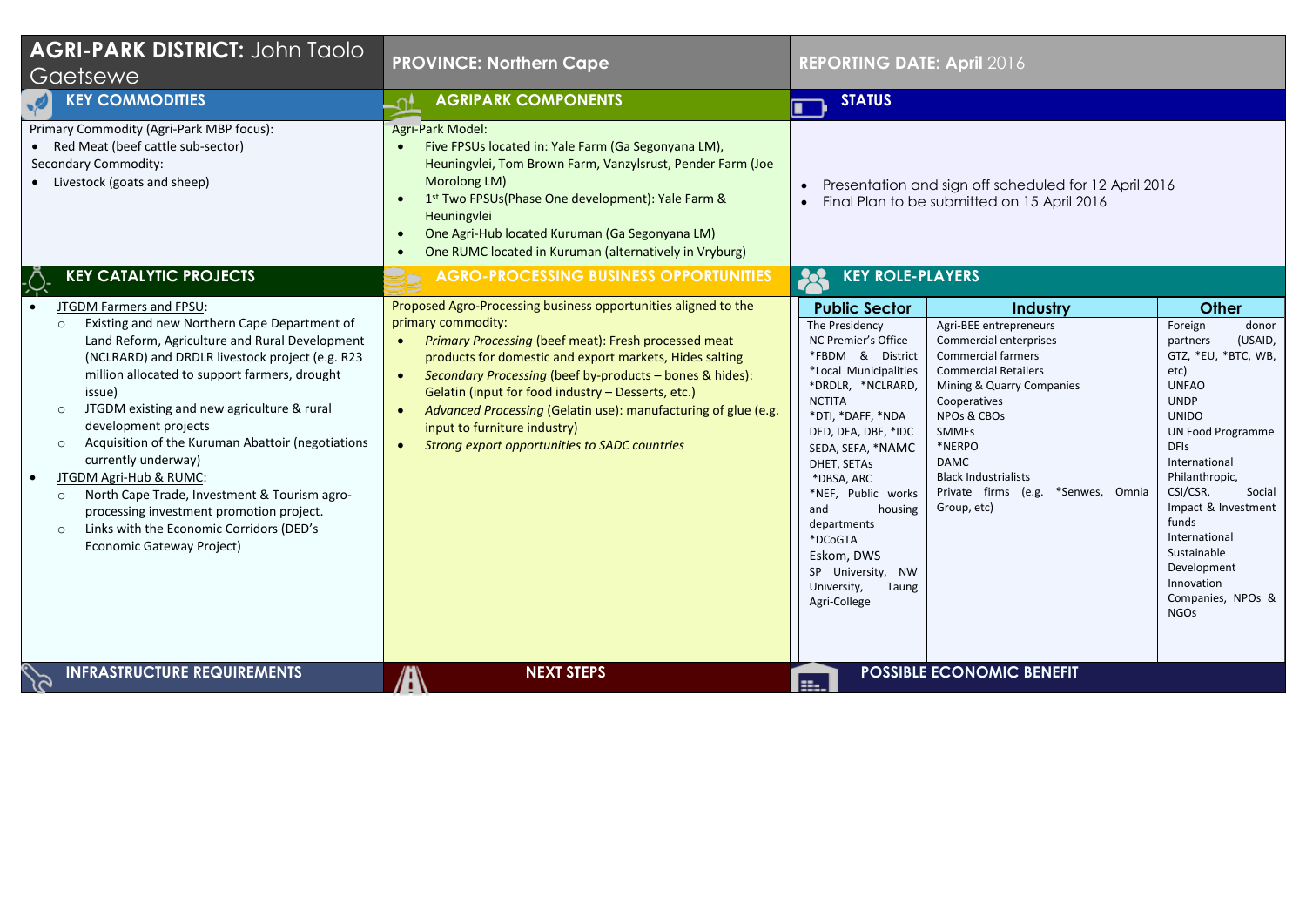# AGRI-PARK DISTRICT: John Taolo Gaetsewe

**PROVINCE: Northern Cape**

**REPORTING DATE: April 2016**

## KEY COMMODITIES

Primary Commodity (Agri-Park MBP focus):

- Red Meat (beef cattle sub-sector)

Secondary Commodity:

- Livestock (goats and sheep)

## AGRIPARK COMPONENTS

Agri-Park Model:

- Five FPSUs located in: Yale Farm (Ga Segonyana LM), Heuningvlei, Tom Brown Farm, Vanzylsrust, Pender Farm (Joe Morolong LM)
- 1st Two FPSUs(Phase One development): Yale Farm & Heuningvlei
- One Agri-Hub located Kuruman (Ga Segonyana LM)
- One RUMC located in Kuruman (alternatively in Vryburg)

## STATUS

- Presentation and sign off scheduled for 12 April 2016
- Final Plan to be submitted on 15 April 2016

## KEY CATALYTIC PROJECTS

- JTGDM Farmers and FPSU:
  - Existing and new Northern Cape Department of Land Reform, Agriculture and Rural Development (NCLRARD) and DRDLR livestock project (e.g. R23 million allocated to support farmers, drought issue)
  - JTGDM existing and new agriculture & rural development projects
  - Acquisition of the Kuruman Abattoir (negotiations currently underway)
- JTGDM Agri-Hub & RUMC:
  - North Cape Trade, Investment & Tourism agro-processing investment promotion project.
  - Links with the Economic Corridors (DED's Economic Gateway Project)

## AGRO-PROCESSING BUSINESS OPPORTUNITIES

Proposed Agro-Processing business opportunities aligned to the primary commodity:

- *Primary Processing* (beef meat): Fresh processed meat products for domestic and export markets, Hides salting
- *Secondary Processing* (beef by-products – bones & hides): Gelatin (input for food industry – Desserts, etc.)
- *Advanced Processing* (Gelatin use): manufacturing of glue (e.g. input to furniture industry)
- *Strong export opportunities to SADC countries*

## KEY ROLE-PLAYERS

| Public Sector | Industry | Other |
|---|---|---|
| The Presidency<br>NC Premier's Office<br>*FBDM & District<br>*Local Municipalities<br>*DRDLR, *NCLRARD, NCTITA<br>*DTI, *DAFF, *NDA<br>DED, DEA, DBE, *IDC<br>SEDA, SEFA, *NAMC<br>DHET, SETAs<br>*DBSA, ARC<br>*NEF, Public works and housing departments<br>*DCoGTA<br>Eskom, DWS<br>SP University, NW University, Taung Agri-College | Agri-BEE entrepreneurs<br>Commercial enterprises<br>Commercial farmers<br>Commercial Retailers<br>Mining & Quarry Companies<br>Cooperatives<br>NPOs & CBOs<br>SMMEs<br>*NERPO<br>DAMC<br>Black Industrialists<br>Private firms (e.g. *Senwes, Omnia Group, etc) | Foreign donor partners (USAID, GTZ, *EU, *BTC, WB, etc)<br>UNFAO<br>UNDP<br>UNIDO<br>UN Food Programme<br>DFIs<br>International Philanthropic, CSI/CSR, Social Impact & Investment funds<br>International Sustainable Development Innovation Companies, NPOs & NGOs |

## INFRASTRUCTURE REQUIREMENTS

## NEXT STEPS

## POSSIBLE ECONOMIC BENEFIT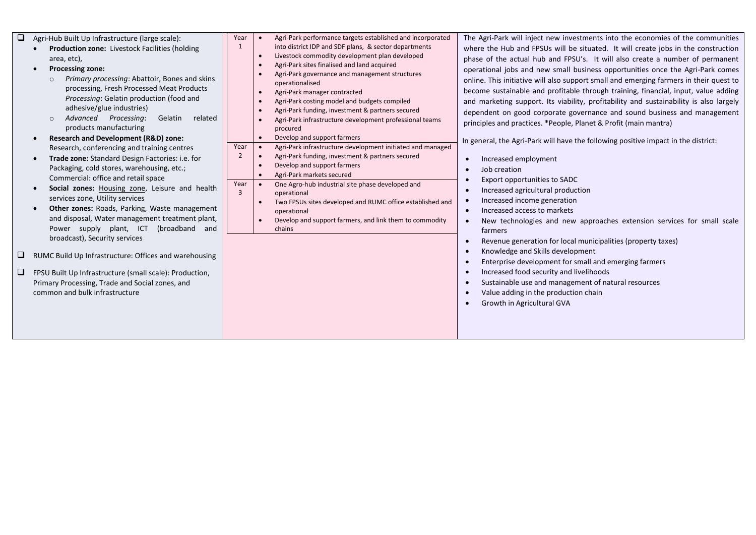| | | |
|---|---|---|
| ❑ Agri-Hub Built Up Infrastructure (large scale):<br>• **Production zone:** Livestock Facilities (holding area, etc),<br>• **Processing zone:**<br>  ○ *Primary processing*: Abattoir, Bones and skins processing, Fresh Processed Meat Products *Processing*: Gelatin production (food and adhesive/glue industries)<br>  ○ *Advanced Processing*: Gelatin related products manufacturing<br>• **Research and Development (R&D) zone:** Research, conferencing and training centres<br>• **Trade zone:** Standard Design Factories: i.e. for Packaging, cold stores, warehousing, etc.; Commercial: office and retail space<br>• **Social zones:** Housing zone, Leisure and health services zone, Utility services<br>• **Other zones:** Roads, Parking, Waste management and disposal, Water management treatment plant, Power supply plant, ICT (broadband and broadcast), Security services<br><br>❑ RUMC Build Up Infrastructure: Offices and warehousing<br><br>❑ FPSU Built Up Infrastructure (small scale): Production, Primary Processing, Trade and Social zones, and common and bulk infrastructure | **Year 1**<br>• Agri-Park performance targets established and incorporated into district IDP and SDF plans, & sector departments<br>• Livestock commodity development plan developed<br>• Agri-Park sites finalised and land acquired<br>• Agri-Park governance and management structures operationalised<br>• Agri-Park manager contracted<br>• Agri-Park costing model and budgets compiled<br>• Agri-Park funding, investment & partners secured<br>• Agri-Park infrastructure development professional teams procured<br>• Develop and support farmers<br><br>**Year 2**<br>• Agri-Park infrastructure development initiated and managed<br>• Agri-Park funding, investment & partners secured<br>• Develop and support farmers<br>• Agri-Park markets secured<br><br>**Year 3**<br>• One Agro-hub industrial site phase developed and operational<br>• Two FPSUs sites developed and RUMC office established and operational<br>• Develop and support farmers, and link them to commodity chains | The Agri-Park will inject new investments into the economies of the communities where the Hub and FPSUs will be situated. It will create jobs in the construction phase of the actual hub and FPSU's. It will also create a number of permanent operational jobs and new small business opportunities once the Agri-Park comes online. This initiative will also support small and emerging farmers in their quest to become sustainable and profitable through training, financial, input, value adding and marketing support. Its viability, profitability and sustainability is also largely dependent on good corporate governance and sound business and management principles and practices. *People, Planet & Profit (main mantra)<br><br>In general, the Agri-Park will have the following positive impact in the district:<br><br>• Increased employment<br>• Job creation<br>• Export opportunities to SADC<br>• Increased agricultural production<br>• Increased income generation<br>• Increased access to markets<br>• New technologies and new approaches extension services for small scale farmers<br>• Revenue generation for local municipalities (property taxes)<br>• Knowledge and Skills development<br>• Enterprise development for small and emerging farmers<br>• Increased food security and livelihoods<br>• Sustainable use and management of natural resources<br>• Value adding in the production chain<br>• Growth in Agricultural GVA |